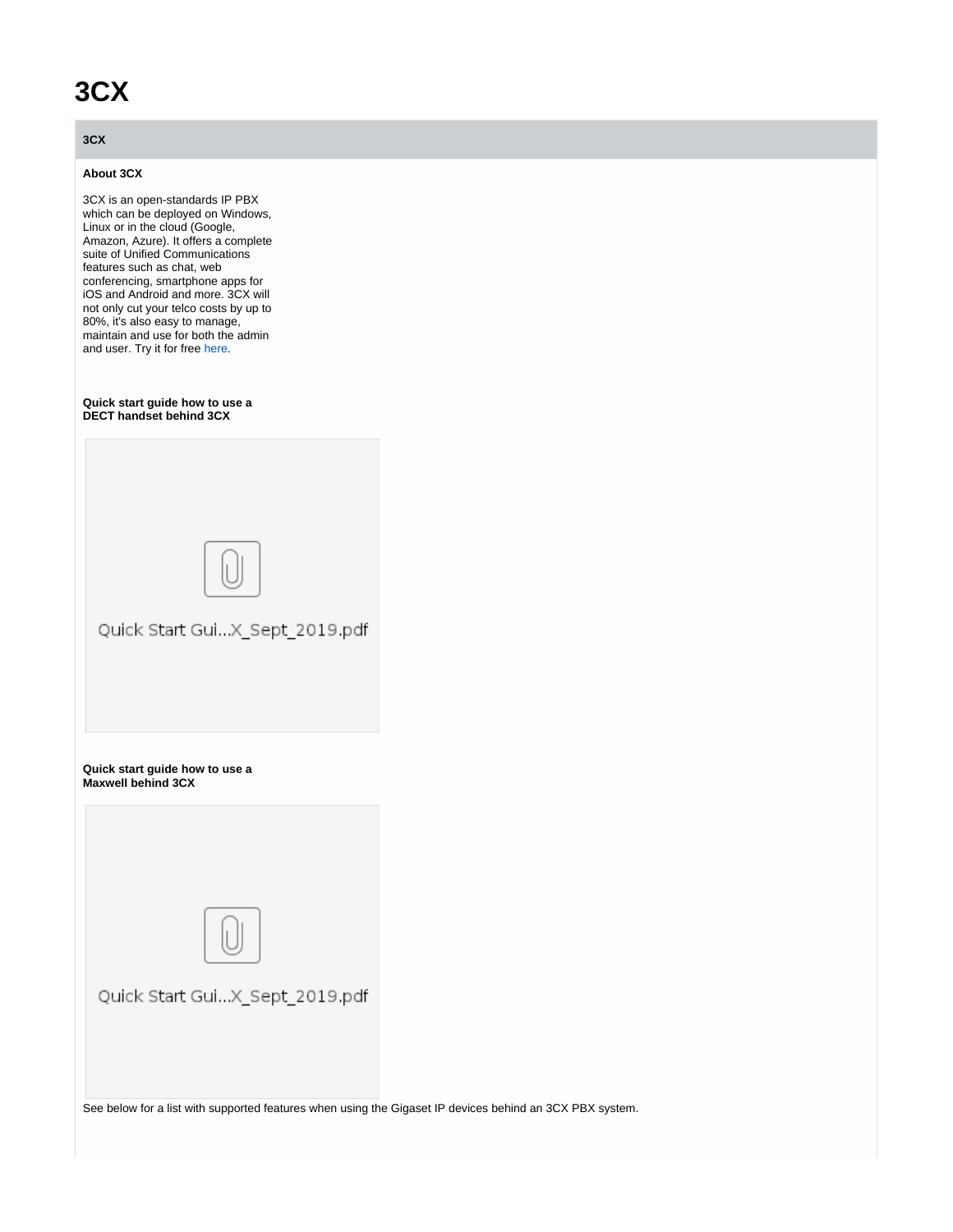# 3CX

**3CX**

**About 3CX**

3CX is an open-standards IP PBX which can be deployed on Windows, Linux or in the cloud (Google, Amazon, Azure). It offers a complete suite of Unified Communications features such as chat, web conferencing, smartphone apps for iOS and Android and more. 3CX will not only cut your telco costs by up to 80%, it's also easy to manage, maintain and use for both the admin and user. Try it for free here.

**Quick start guide how to use a DECT handset behind 3CX**

Quick Start Gui...X_Sept_2019.pdf

**Quick start guide how to use a Maxwell behind 3CX**

Quick Start Gui...X_Sept_2019.pdf

See below for a list with supported features when using the Gigaset IP devices behind an 3CX PBX system.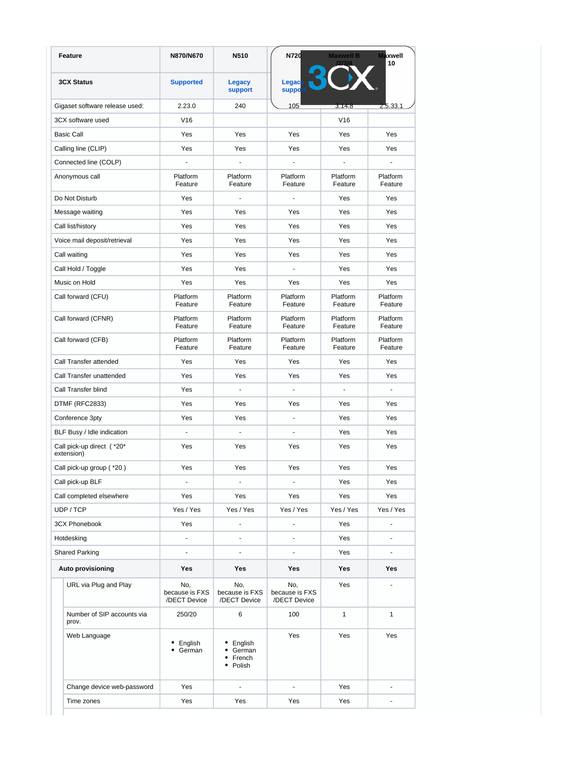| Feature | N870/N670 | N510 | N720 | Maxwell B /2/3/4 | Maxwell 10 |
|---|---|---|---|---|---|
| 3CX Status | Supported | Legacy support | Legacy support | | |
| Gigaset software release used: | 2.23.0 | 240 | 105 | 3.14.8 | 2.5.33.1 |
| 3CX software used | V16 | | | V16 | |
| Basic Call | Yes | Yes | Yes | Yes | Yes |
| Calling line (CLIP) | Yes | Yes | Yes | Yes | Yes |
| Connected line (COLP) | - | - | - | - | - |
| Anonymous call | Platform Feature | Platform Feature | Platform Feature | Platform Feature | Platform Feature |
| Do Not Disturb | Yes | - | - | Yes | Yes |
| Message waiting | Yes | Yes | Yes | Yes | Yes |
| Call list/history | Yes | Yes | Yes | Yes | Yes |
| Voice mail deposit/retrieval | Yes | Yes | Yes | Yes | Yes |
| Call waiting | Yes | Yes | Yes | Yes | Yes |
| Call Hold / Toggle | Yes | Yes | - | Yes | Yes |
| Music on Hold | Yes | Yes | Yes | Yes | Yes |
| Call forward (CFU) | Platform Feature | Platform Feature | Platform Feature | Platform Feature | Platform Feature |
| Call forward (CFNR) | Platform Feature | Platform Feature | Platform Feature | Platform Feature | Platform Feature |
| Call forward (CFB) | Platform Feature | Platform Feature | Platform Feature | Platform Feature | Platform Feature |
| Call Transfer attended | Yes | Yes | Yes | Yes | Yes |
| Call Transfer unattended | Yes | Yes | Yes | Yes | Yes |
| Call Transfer blind | Yes | - | - | - | - |
| DTMF (RFC2833) | Yes | Yes | Yes | Yes | Yes |
| Conference 3pty | Yes | Yes | - | Yes | Yes |
| BLF Busy / Idle indication | - | - | - | Yes | Yes |
| Call pick-up direct ( *20* extension) | Yes | Yes | Yes | Yes | Yes |
| Call pick-up group ( *20 ) | Yes | Yes | Yes | Yes | Yes |
| Call pick-up BLF | - | - | - | Yes | Yes |
| Call completed elsewhere | Yes | Yes | Yes | Yes | Yes |
| UDP / TCP | Yes / Yes | Yes / Yes | Yes / Yes | Yes / Yes | Yes / Yes |
| 3CX Phonebook | Yes | - | - | Yes | - |
| Hotdesking | - | - | - | Yes | - |
| Shared Parking | - | - | - | Yes | - |
| **Auto provisioning** | **Yes** | **Yes** | **Yes** | **Yes** | **Yes** |
| URL via Plug and Play | No, because is FXS /DECT Device | No, because is FXS /DECT Device | No, because is FXS /DECT Device | Yes | - |
| Number of SIP accounts via prov. | 250/20 | 6 | 100 | 1 | 1 |
| Web Language | • English<br>• German | • English<br>• German<br>• French<br>• Polish | Yes | Yes | Yes |
| Change device web-password | Yes | - | - | Yes | - |
| Time zones | Yes | Yes | Yes | Yes | - |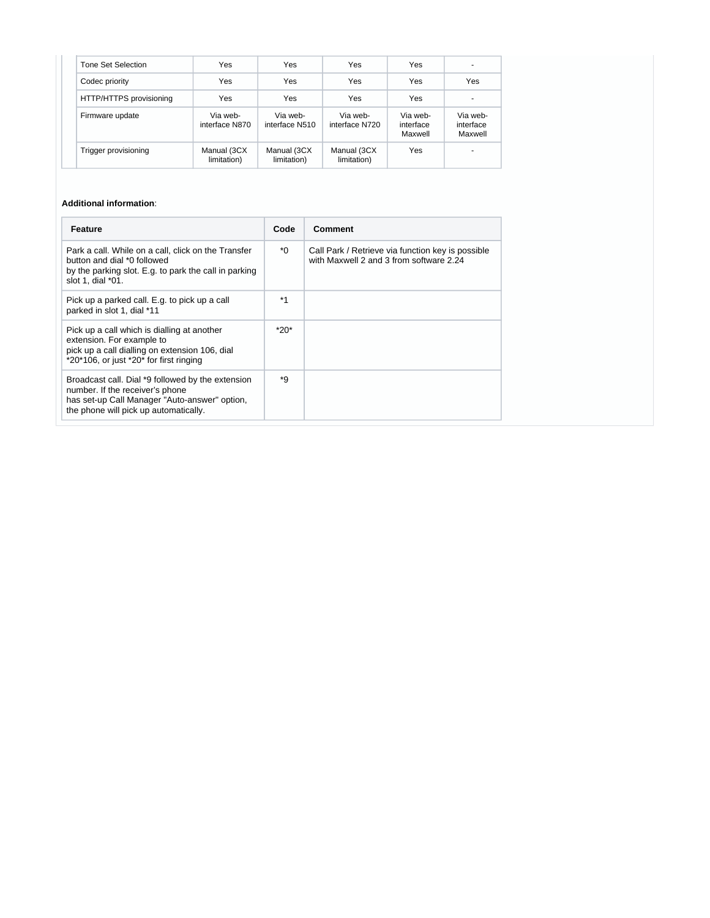| | | | | | |
|---|---|---|---|---|---|
| Tone Set Selection | Yes | Yes | Yes | Yes | - |
| Codec priority | Yes | Yes | Yes | Yes | Yes |
| HTTP/HTTPS provisioning | Yes | Yes | Yes | Yes | - |
| Firmware update | Via web-interface N870 | Via web-interface N510 | Via web-interface N720 | Via web-interface Maxwell | Via web-interface Maxwell |
| Trigger provisioning | Manual (3CX limitation) | Manual (3CX limitation) | Manual (3CX limitation) | Yes | - |

**Additional information**:

| Feature | Code | Comment |
|---|---|---|
| Park a call. While on a call, click on the Transfer button and dial *0 followed by the parking slot. E.g. to park the call in parking slot 1, dial *01. | *0 | Call Park / Retrieve via function key is possible with Maxwell 2 and 3 from software 2.24 |
| Pick up a parked call. E.g. to pick up a call parked in slot 1, dial *11 | *1 | |
| Pick up a call which is dialling at another extension. For example to pick up a call dialling on extension 106, dial *20*106, or just *20* for first ringing | *20* | |
| Broadcast call. Dial *9 followed by the extension number. If the receiver's phone has set-up Call Manager "Auto-answer" option, the phone will pick up automatically. | *9 | |